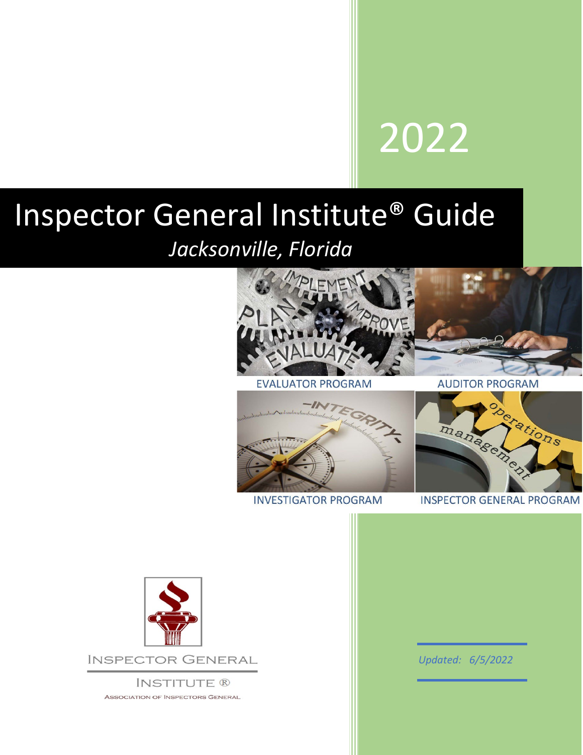2022

# Inspector General Institute® Guide

*Jacksonville, Florida*

EVALUATOR PROGRAM

AUDITOR PROGRAM

INVESTIGATOR PROGRAM

INSPECTOR GENERAL PROGRAM

INSPECTOR GENERAL

INSTITUTE ®

ASSOCIATION OF INSPECTORS GENERAL

*Updated: 6/5/2022*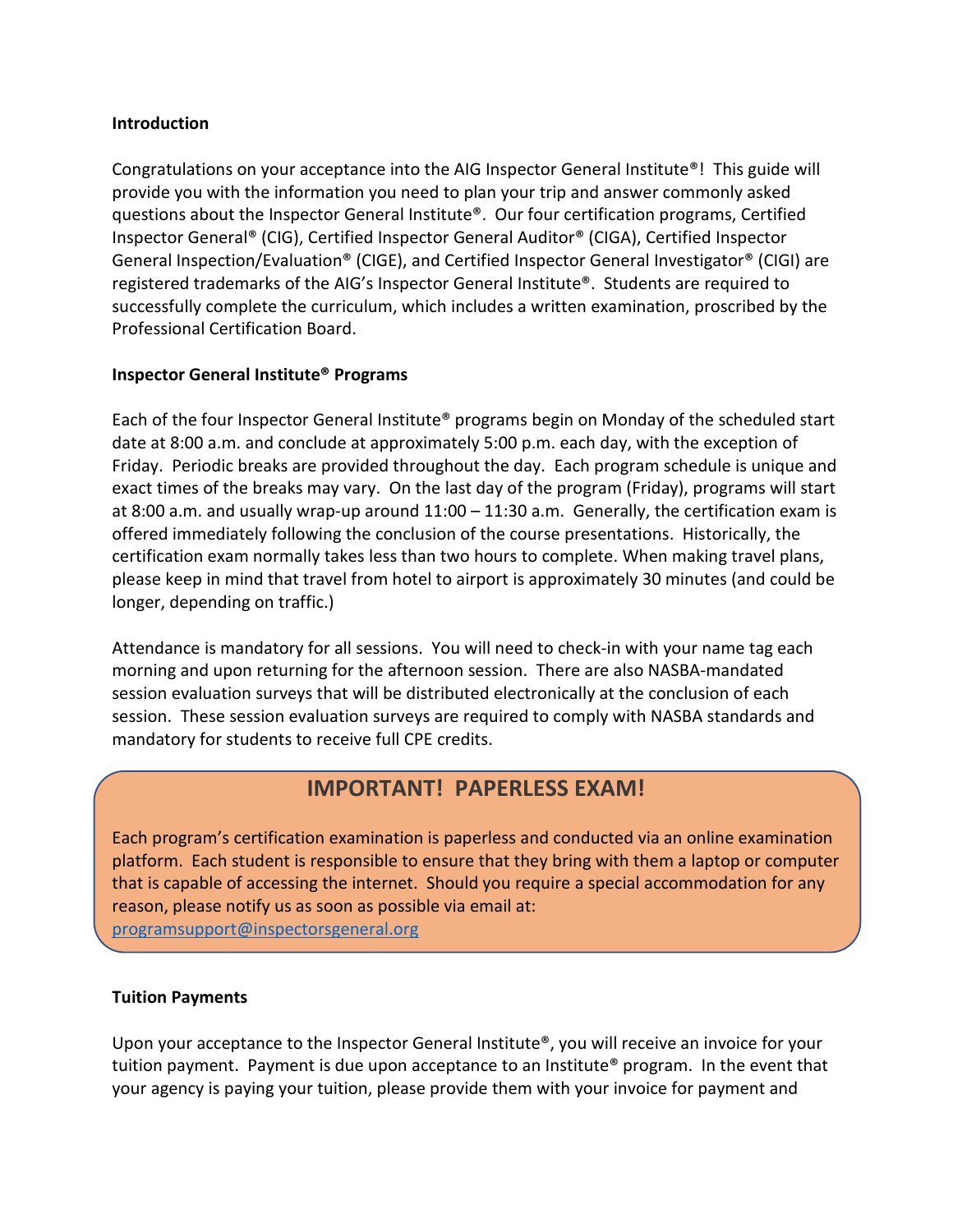**Introduction**

Congratulations on your acceptance into the AIG Inspector General Institute®! This guide will provide you with the information you need to plan your trip and answer commonly asked questions about the Inspector General Institute®. Our four certification programs, Certified Inspector General® (CIG), Certified Inspector General Auditor® (CIGA), Certified Inspector General Inspection/Evaluation® (CIGE), and Certified Inspector General Investigator® (CIGI) are registered trademarks of the AIG's Inspector General Institute®. Students are required to successfully complete the curriculum, which includes a written examination, proscribed by the Professional Certification Board.

**Inspector General Institute® Programs**

Each of the four Inspector General Institute® programs begin on Monday of the scheduled start date at 8:00 a.m. and conclude at approximately 5:00 p.m. each day, with the exception of Friday. Periodic breaks are provided throughout the day. Each program schedule is unique and exact times of the breaks may vary. On the last day of the program (Friday), programs will start at 8:00 a.m. and usually wrap-up around 11:00 – 11:30 a.m. Generally, the certification exam is offered immediately following the conclusion of the course presentations. Historically, the certification exam normally takes less than two hours to complete. When making travel plans, please keep in mind that travel from hotel to airport is approximately 30 minutes (and could be longer, depending on traffic.)

Attendance is mandatory for all sessions. You will need to check-in with your name tag each morning and upon returning for the afternoon session. There are also NASBA-mandated session evaluation surveys that will be distributed electronically at the conclusion of each session. These session evaluation surveys are required to comply with NASBA standards and mandatory for students to receive full CPE credits.

## IMPORTANT! PAPERLESS EXAM!

Each program's certification examination is paperless and conducted via an online examination platform. Each student is responsible to ensure that they bring with them a laptop or computer that is capable of accessing the internet. Should you require a special accommodation for any reason, please notify us as soon as possible via email at: programsupport@inspectorsgeneral.org

**Tuition Payments**

Upon your acceptance to the Inspector General Institute®, you will receive an invoice for your tuition payment. Payment is due upon acceptance to an Institute® program. In the event that your agency is paying your tuition, please provide them with your invoice for payment and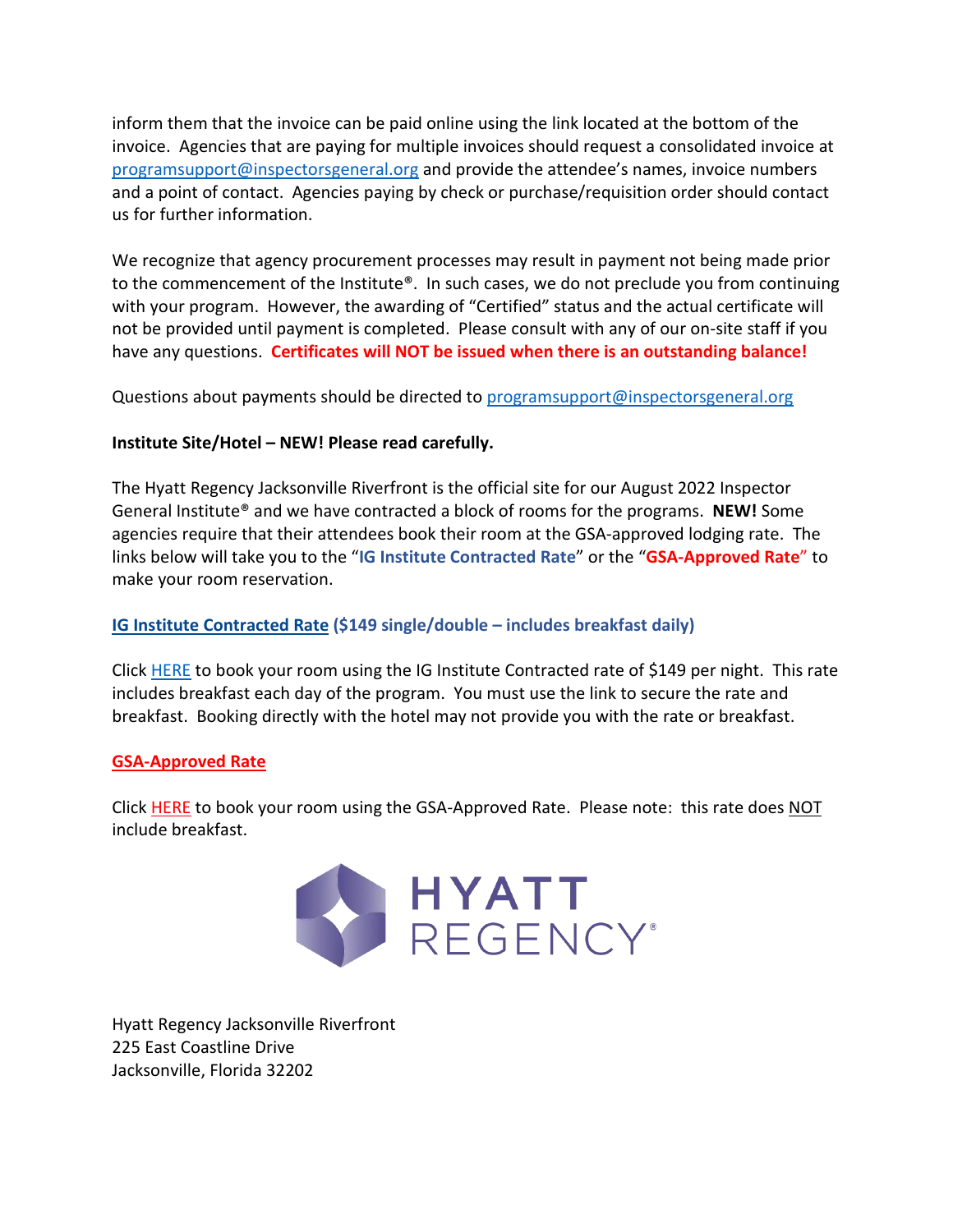inform them that the invoice can be paid online using the link located at the bottom of the invoice. Agencies that are paying for multiple invoices should request a consolidated invoice at programsupport@inspectorsgeneral.org and provide the attendee's names, invoice numbers and a point of contact. Agencies paying by check or purchase/requisition order should contact us for further information.

We recognize that agency procurement processes may result in payment not being made prior to the commencement of the Institute®. In such cases, we do not preclude you from continuing with your program. However, the awarding of "Certified" status and the actual certificate will not be provided until payment is completed. Please consult with any of our on-site staff if you have any questions. **Certificates will NOT be issued when there is an outstanding balance!**

Questions about payments should be directed to programsupport@inspectorsgeneral.org

**Institute Site/Hotel – NEW! Please read carefully.**

The Hyatt Regency Jacksonville Riverfront is the official site for our August 2022 Inspector General Institute® and we have contracted a block of rooms for the programs. **NEW!** Some agencies require that their attendees book their room at the GSA-approved lodging rate. The links below will take you to the "**IG Institute Contracted Rate**" or the "**GSA-Approved Rate**" to make your room reservation.

**IG Institute Contracted Rate ($149 single/double – includes breakfast daily)**

Click HERE to book your room using the IG Institute Contracted rate of $149 per night. This rate includes breakfast each day of the program. You must use the link to secure the rate and breakfast. Booking directly with the hotel may not provide you with the rate or breakfast.

**GSA-Approved Rate**

Click HERE to book your room using the GSA-Approved Rate. Please note: this rate does NOT include breakfast.

HYATT REGENCY®

Hyatt Regency Jacksonville Riverfront
225 East Coastline Drive
Jacksonville, Florida 32202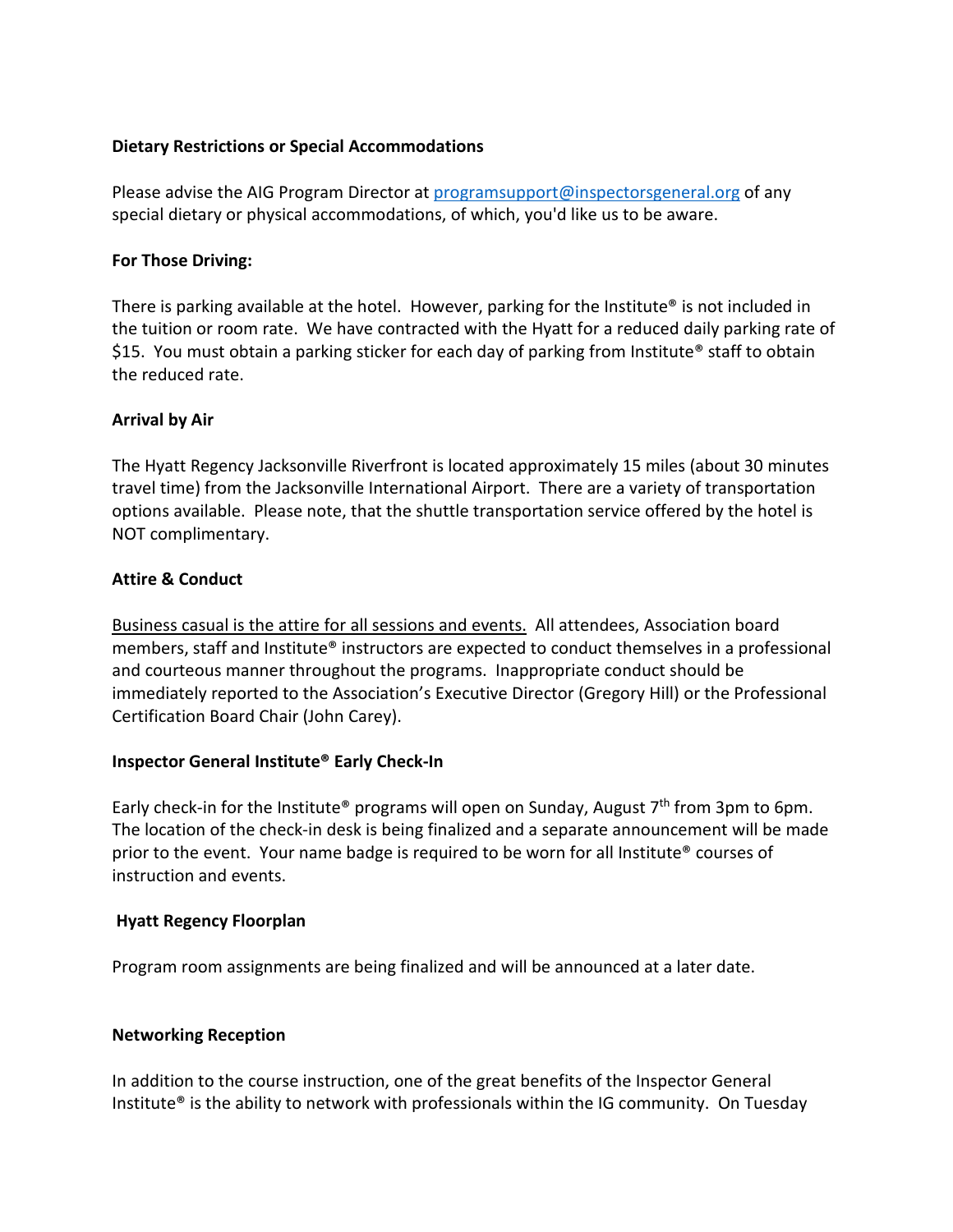**Dietary Restrictions or Special Accommodations**

Please advise the AIG Program Director at programsupport@inspectorsgeneral.org of any special dietary or physical accommodations, of which, you'd like us to be aware.

**For Those Driving:**

There is parking available at the hotel. However, parking for the Institute® is not included in the tuition or room rate. We have contracted with the Hyatt for a reduced daily parking rate of $15. You must obtain a parking sticker for each day of parking from Institute® staff to obtain the reduced rate.

**Arrival by Air**

The Hyatt Regency Jacksonville Riverfront is located approximately 15 miles (about 30 minutes travel time) from the Jacksonville International Airport. There are a variety of transportation options available. Please note, that the shuttle transportation service offered by the hotel is NOT complimentary.

**Attire & Conduct**

Business casual is the attire for all sessions and events. All attendees, Association board members, staff and Institute® instructors are expected to conduct themselves in a professional and courteous manner throughout the programs. Inappropriate conduct should be immediately reported to the Association's Executive Director (Gregory Hill) or the Professional Certification Board Chair (John Carey).

**Inspector General Institute® Early Check-In**

Early check-in for the Institute® programs will open on Sunday, August 7th from 3pm to 6pm. The location of the check-in desk is being finalized and a separate announcement will be made prior to the event. Your name badge is required to be worn for all Institute® courses of instruction and events.

**Hyatt Regency Floorplan**

Program room assignments are being finalized and will be announced at a later date.

**Networking Reception**

In addition to the course instruction, one of the great benefits of the Inspector General Institute® is the ability to network with professionals within the IG community. On Tuesday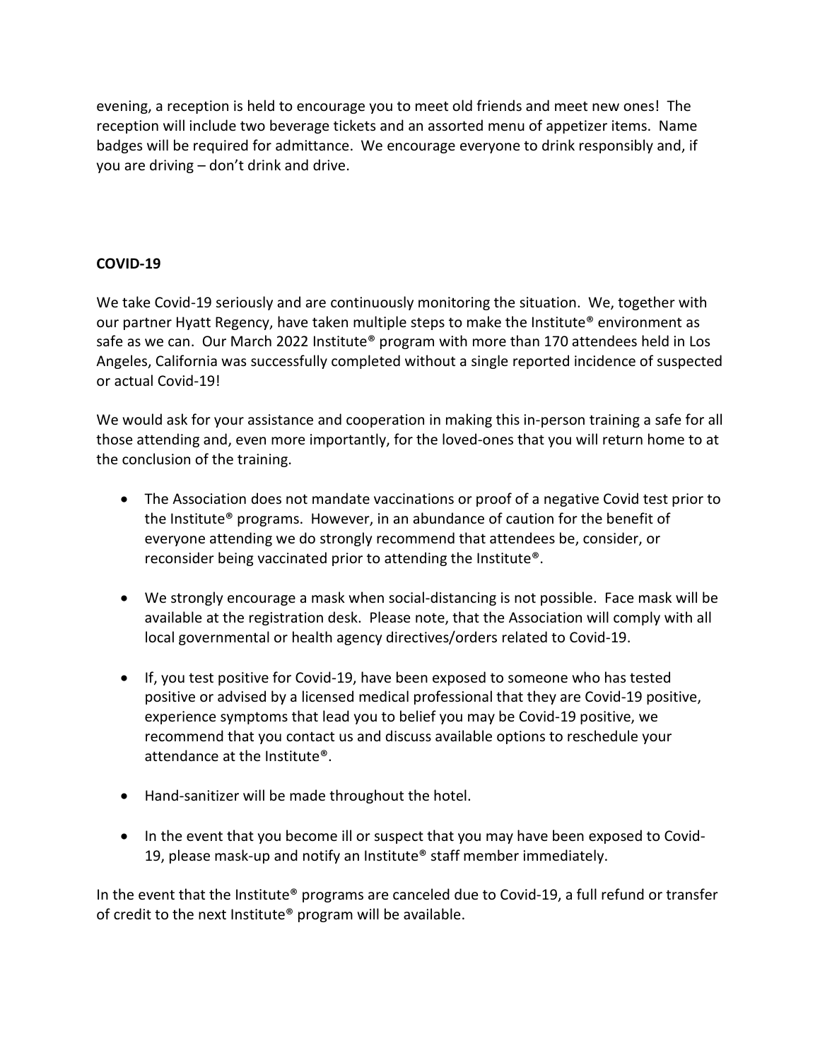evening, a reception is held to encourage you to meet old friends and meet new ones! The reception will include two beverage tickets and an assorted menu of appetizer items. Name badges will be required for admittance. We encourage everyone to drink responsibly and, if you are driving – don't drink and drive.

**COVID-19**

We take Covid-19 seriously and are continuously monitoring the situation. We, together with our partner Hyatt Regency, have taken multiple steps to make the Institute® environment as safe as we can. Our March 2022 Institute® program with more than 170 attendees held in Los Angeles, California was successfully completed without a single reported incidence of suspected or actual Covid-19!

We would ask for your assistance and cooperation in making this in-person training a safe for all those attending and, even more importantly, for the loved-ones that you will return home to at the conclusion of the training.

- The Association does not mandate vaccinations or proof of a negative Covid test prior to the Institute® programs. However, in an abundance of caution for the benefit of everyone attending we do strongly recommend that attendees be, consider, or reconsider being vaccinated prior to attending the Institute®.

- We strongly encourage a mask when social-distancing is not possible. Face mask will be available at the registration desk. Please note, that the Association will comply with all local governmental or health agency directives/orders related to Covid-19.

- If, you test positive for Covid-19, have been exposed to someone who has tested positive or advised by a licensed medical professional that they are Covid-19 positive, experience symptoms that lead you to belief you may be Covid-19 positive, we recommend that you contact us and discuss available options to reschedule your attendance at the Institute®.

- Hand-sanitizer will be made throughout the hotel.

- In the event that you become ill or suspect that you may have been exposed to Covid-19, please mask-up and notify an Institute® staff member immediately.

In the event that the Institute® programs are canceled due to Covid-19, a full refund or transfer of credit to the next Institute® program will be available.